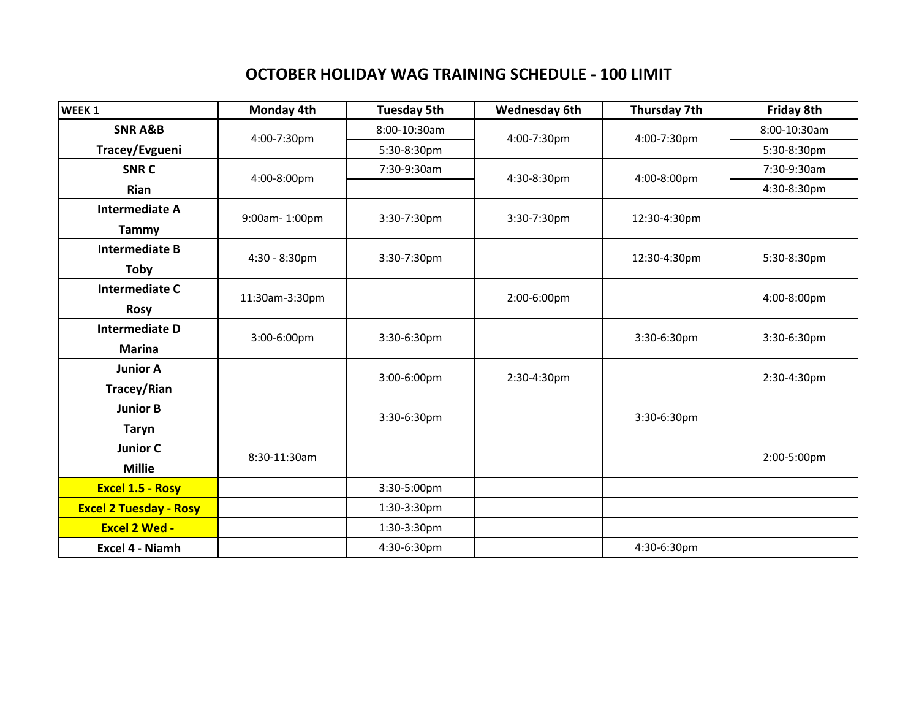# OCTOBER HOLIDAY WAG TRAINING SCHEDULE - 100 LIMIT

| WEEK 1 | Monday 4th | Tuesday 5th | Wednesday 6th | Thursday 7th | Friday 8th |
|---|---|---|---|---|---|
| **SNR A&B** **Tracey/Evgueni** | 4:00-7:30pm | 8:00-10:30am<br>5:30-8:30pm | 4:00-7:30pm | 4:00-7:30pm | 8:00-10:30am<br>5:30-8:30pm |
| **SNR C** **Rian** | 4:00-8:00pm | 7:30-9:30am | 4:30-8:30pm | 4:00-8:00pm | 7:30-9:30am<br>4:30-8:30pm |
| **Intermediate A** **Tammy** | 9:00am- 1:00pm | 3:30-7:30pm | 3:30-7:30pm | 12:30-4:30pm | |
| **Intermediate B** **Toby** | 4:30 - 8:30pm | 3:30-7:30pm | | 12:30-4:30pm | 5:30-8:30pm |
| **Intermediate C** **Rosy** | 11:30am-3:30pm | | 2:00-6:00pm | | 4:00-8:00pm |
| **Intermediate D** **Marina** | 3:00-6:00pm | 3:30-6:30pm | | 3:30-6:30pm | 3:30-6:30pm |
| **Junior A** **Tracey/Rian** | | 3:00-6:00pm | 2:30-4:30pm | | 2:30-4:30pm |
| **Junior B** **Taryn** | | 3:30-6:30pm | | 3:30-6:30pm | |
| **Junior C** **Millie** | 8:30-11:30am | | | | 2:00-5:00pm |
| **Excel 1.5 - Rosy** | | 3:30-5:00pm | | | |
| **Excel 2 Tuesday - Rosy** | | 1:30-3:30pm | | | |
| **Excel 2 Wed -** | | 1:30-3:30pm | | | |
| **Excel 4 - Niamh** | | 4:30-6:30pm | | 4:30-6:30pm | |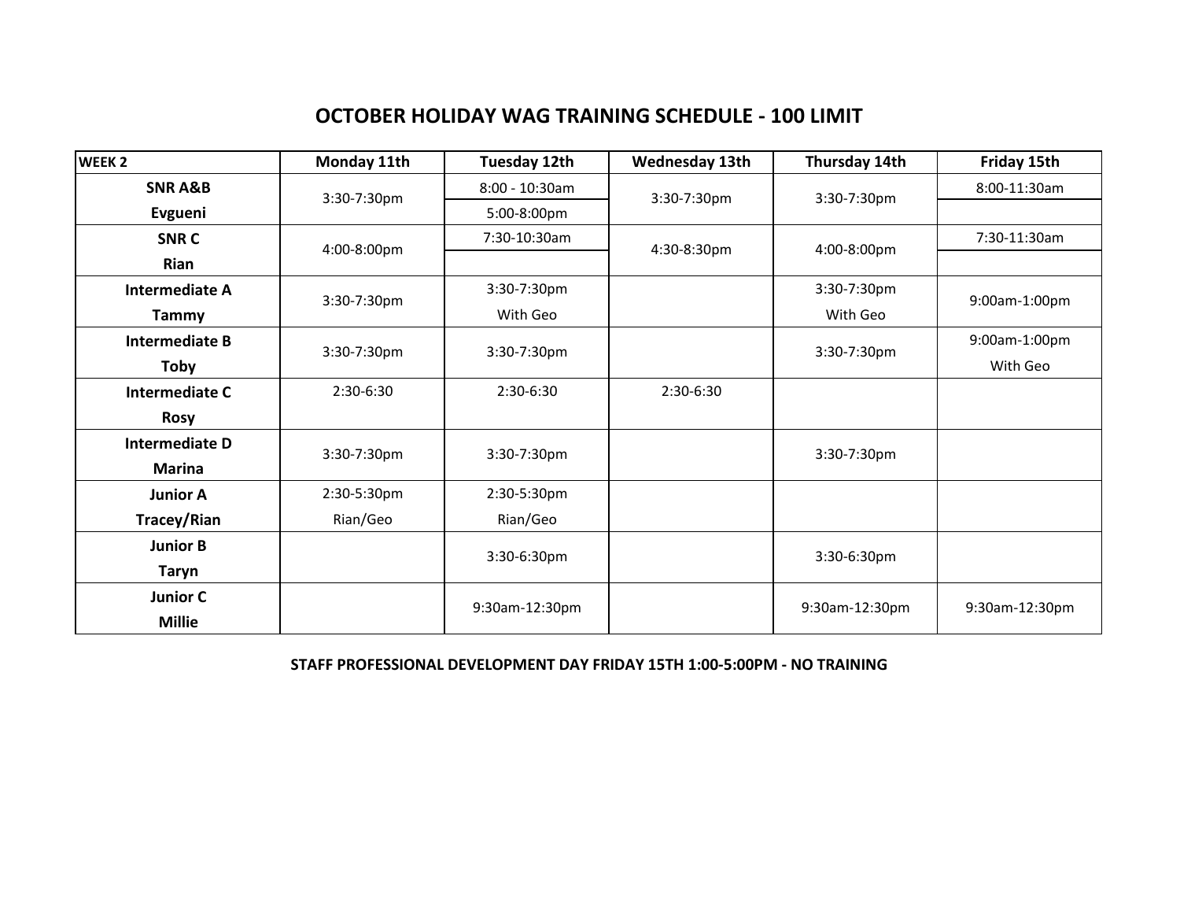# OCTOBER HOLIDAY WAG TRAINING SCHEDULE - 100 LIMIT

| WEEK 2 | Monday 11th | Tuesday 12th | Wednesday 13th | Thursday 14th | Friday 15th |
|---|---|---|---|---|---|
| **SNR A&B** **Evgueni** | 3:30-7:30pm | 8:00 - 10:30am<br>5:00-8:00pm | 3:30-7:30pm | 3:30-7:30pm | 8:00-11:30am |
| **SNR C** **Rian** | 4:00-8:00pm | 7:30-10:30am | 4:30-8:30pm | 4:00-8:00pm | 7:30-11:30am |
| **Intermediate A** **Tammy** | 3:30-7:30pm | 3:30-7:30pm With Geo | | 3:30-7:30pm With Geo | 9:00am-1:00pm |
| **Intermediate B** **Toby** | 3:30-7:30pm | 3:30-7:30pm | | 3:30-7:30pm | 9:00am-1:00pm With Geo |
| **Intermediate C** **Rosy** | 2:30-6:30 | 2:30-6:30 | 2:30-6:30 | | |
| **Intermediate D** **Marina** | 3:30-7:30pm | 3:30-7:30pm | | 3:30-7:30pm | |
| **Junior A** **Tracey/Rian** | 2:30-5:30pm Rian/Geo | 2:30-5:30pm Rian/Geo | | | |
| **Junior B** **Taryn** | | 3:30-6:30pm | | 3:30-6:30pm | |
| **Junior C** **Millie** | | 9:30am-12:30pm | | 9:30am-12:30pm | 9:30am-12:30pm |

**STAFF PROFESSIONAL DEVELOPMENT DAY FRIDAY 15TH 1:00-5:00PM - NO TRAINING**